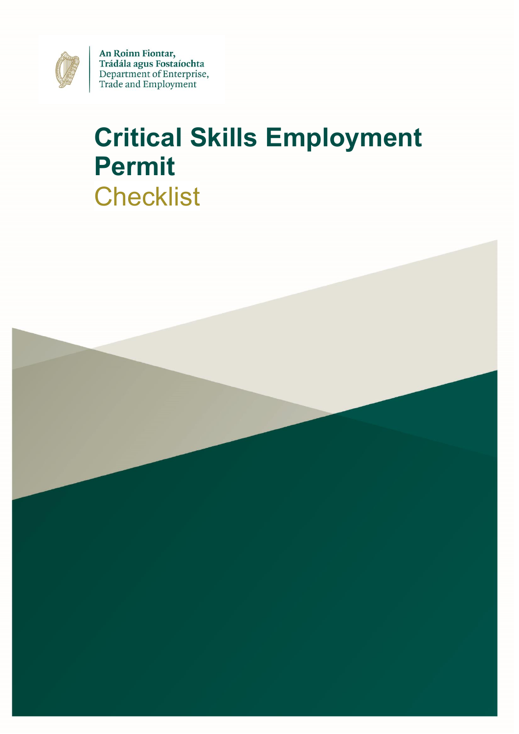An Roinn Fiontar,
Trádála agus Fostaíochta
Department of Enterprise,
Trade and Employment

# Critical Skills Employment Permit

## Checklist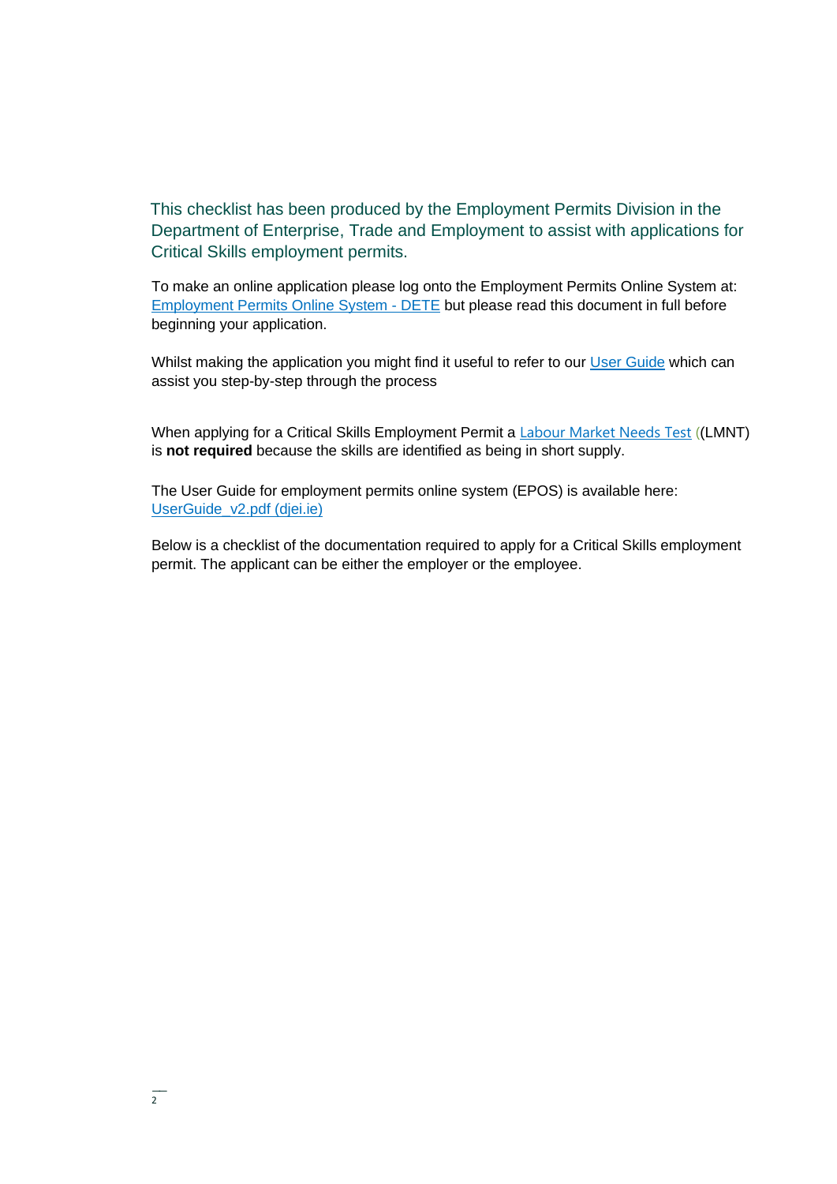This checklist has been produced by the Employment Permits Division in the Department of Enterprise, Trade and Employment to assist with applications for Critical Skills employment permits.

To make an online application please log onto the Employment Permits Online System at: [Employment Permits Online System - DETE]() but please read this document in full before beginning your application.

Whilst making the application you might find it useful to refer to our [User Guide]() which can assist you step-by-step through the process

When applying for a Critical Skills Employment Permit a [Labour Market Needs Test]() ((LMNT) is **not required** because the skills are identified as being in short supply.

The User Guide for employment permits online system (EPOS) is available here: [UserGuide_v2.pdf (djei.ie)]()

Below is a checklist of the documentation required to apply for a Critical Skills employment permit. The applicant can be either the employer or the employee.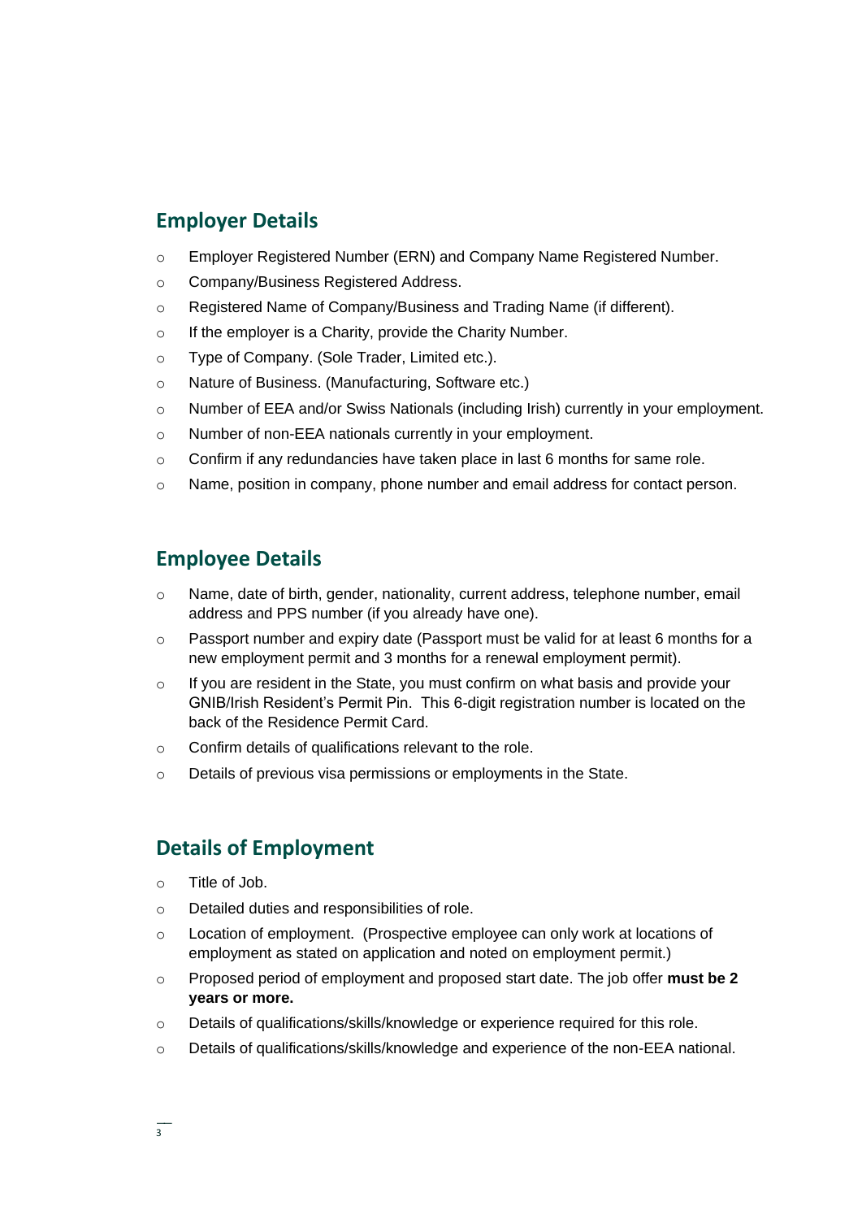## Employer Details

- Employer Registered Number (ERN) and Company Name Registered Number.
- Company/Business Registered Address.
- Registered Name of Company/Business and Trading Name (if different).
- If the employer is a Charity, provide the Charity Number.
- Type of Company. (Sole Trader, Limited etc.).
- Nature of Business. (Manufacturing, Software etc.)
- Number of EEA and/or Swiss Nationals (including Irish) currently in your employment.
- Number of non-EEA nationals currently in your employment.
- Confirm if any redundancies have taken place in last 6 months for same role.
- Name, position in company, phone number and email address for contact person.

## Employee Details

- Name, date of birth, gender, nationality, current address, telephone number, email address and PPS number (if you already have one).
- Passport number and expiry date (Passport must be valid for at least 6 months for a new employment permit and 3 months for a renewal employment permit).
- If you are resident in the State, you must confirm on what basis and provide your GNIB/Irish Resident's Permit Pin. This 6-digit registration number is located on the back of the Residence Permit Card.
- Confirm details of qualifications relevant to the role.
- Details of previous visa permissions or employments in the State.

## Details of Employment

- Title of Job.
- Detailed duties and responsibilities of role.
- Location of employment. (Prospective employee can only work at locations of employment as stated on application and noted on employment permit.)
- Proposed period of employment and proposed start date. The job offer **must be 2 years or more.**
- Details of qualifications/skills/knowledge or experience required for this role.
- Details of qualifications/skills/knowledge and experience of the non-EEA national.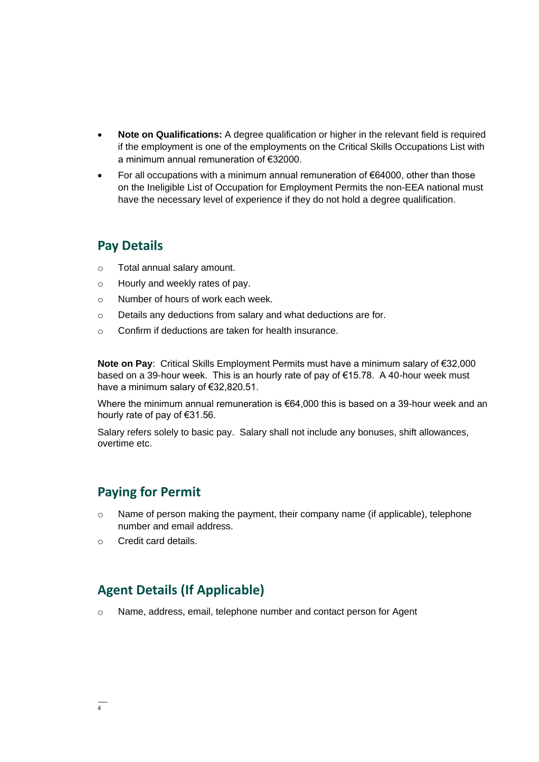- **Note on Qualifications:** A degree qualification or higher in the relevant field is required if the employment is one of the employments on the Critical Skills Occupations List with a minimum annual remuneration of €32000.
- For all occupations with a minimum annual remuneration of €64000, other than those on the Ineligible List of Occupation for Employment Permits the non-EEA national must have the necessary level of experience if they do not hold a degree qualification.

## Pay Details

- Total annual salary amount.
- Hourly and weekly rates of pay.
- Number of hours of work each week.
- Details any deductions from salary and what deductions are for.
- Confirm if deductions are taken for health insurance.

**Note on Pay**: Critical Skills Employment Permits must have a minimum salary of €32,000 based on a 39-hour week. This is an hourly rate of pay of €15.78. A 40-hour week must have a minimum salary of €32,820.51.

Where the minimum annual remuneration is €64,000 this is based on a 39-hour week and an hourly rate of pay of €31.56.

Salary refers solely to basic pay. Salary shall not include any bonuses, shift allowances, overtime etc.

## Paying for Permit

- Name of person making the payment, their company name (if applicable), telephone number and email address.
- Credit card details.

## Agent Details (If Applicable)

- Name, address, email, telephone number and contact person for Agent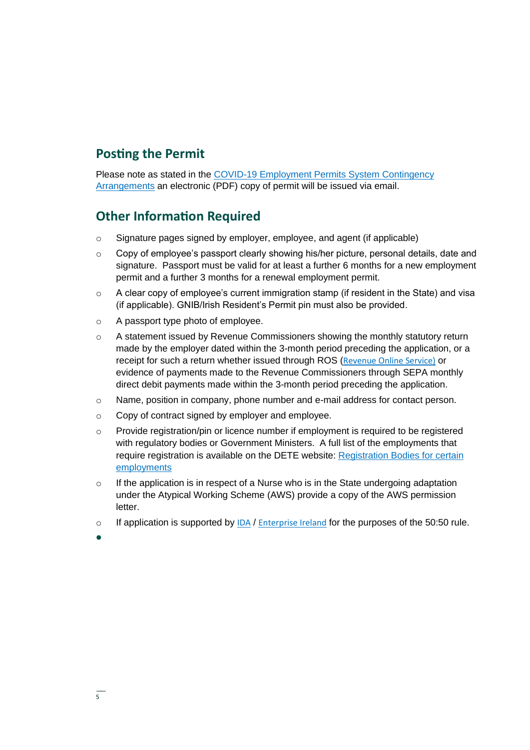## Posting the Permit

Please note as stated in the COVID-19 Employment Permits System Contingency Arrangements an electronic (PDF) copy of permit will be issued via email.

## Other Information Required

- Signature pages signed by employer, employee, and agent (if applicable)
- Copy of employee's passport clearly showing his/her picture, personal details, date and signature. Passport must be valid for at least a further 6 months for a new employment permit and a further 3 months for a renewal employment permit.
- A clear copy of employee's current immigration stamp (if resident in the State) and visa (if applicable). GNIB/Irish Resident's Permit pin must also be provided.
- A passport type photo of employee.
- A statement issued by Revenue Commissioners showing the monthly statutory return made by the employer dated within the 3-month period preceding the application, or a receipt for such a return whether issued through ROS (Revenue Online Service) or evidence of payments made to the Revenue Commissioners through SEPA monthly direct debit payments made within the 3-month period preceding the application.
- Name, position in company, phone number and e-mail address for contact person.
- Copy of contract signed by employer and employee.
- Provide registration/pin or licence number if employment is required to be registered with regulatory bodies or Government Ministers. A full list of the employments that require registration is available on the DETE website: Registration Bodies for certain employments
- If the application is in respect of a Nurse who is in the State undergoing adaptation under the Atypical Working Scheme (AWS) provide a copy of the AWS permission letter.
- If application is supported by IDA / Enterprise Ireland for the purposes of the 50:50 rule.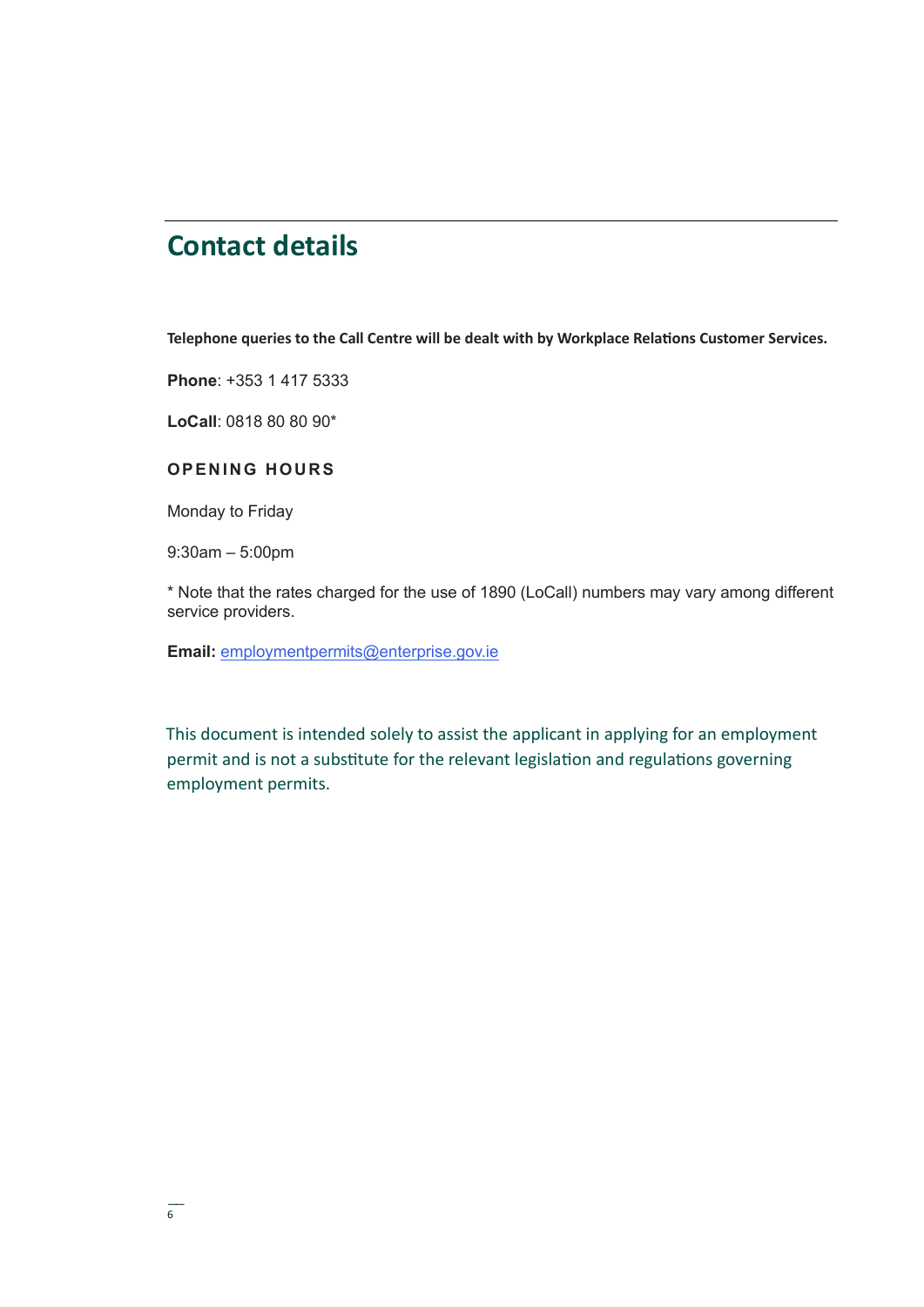## Contact details

**Telephone queries to the Call Centre will be dealt with by Workplace Relations Customer Services.**

**Phone**: +353 1 417 5333

**LoCall**: 0818 80 80 90*

### OPENING HOURS

Monday to Friday

9:30am – 5:00pm

* Note that the rates charged for the use of 1890 (LoCall) numbers may vary among different service providers.

**Email:** employmentpermits@enterprise.gov.ie

This document is intended solely to assist the applicant in applying for an employment permit and is not a substitute for the relevant legislation and regulations governing employment permits.